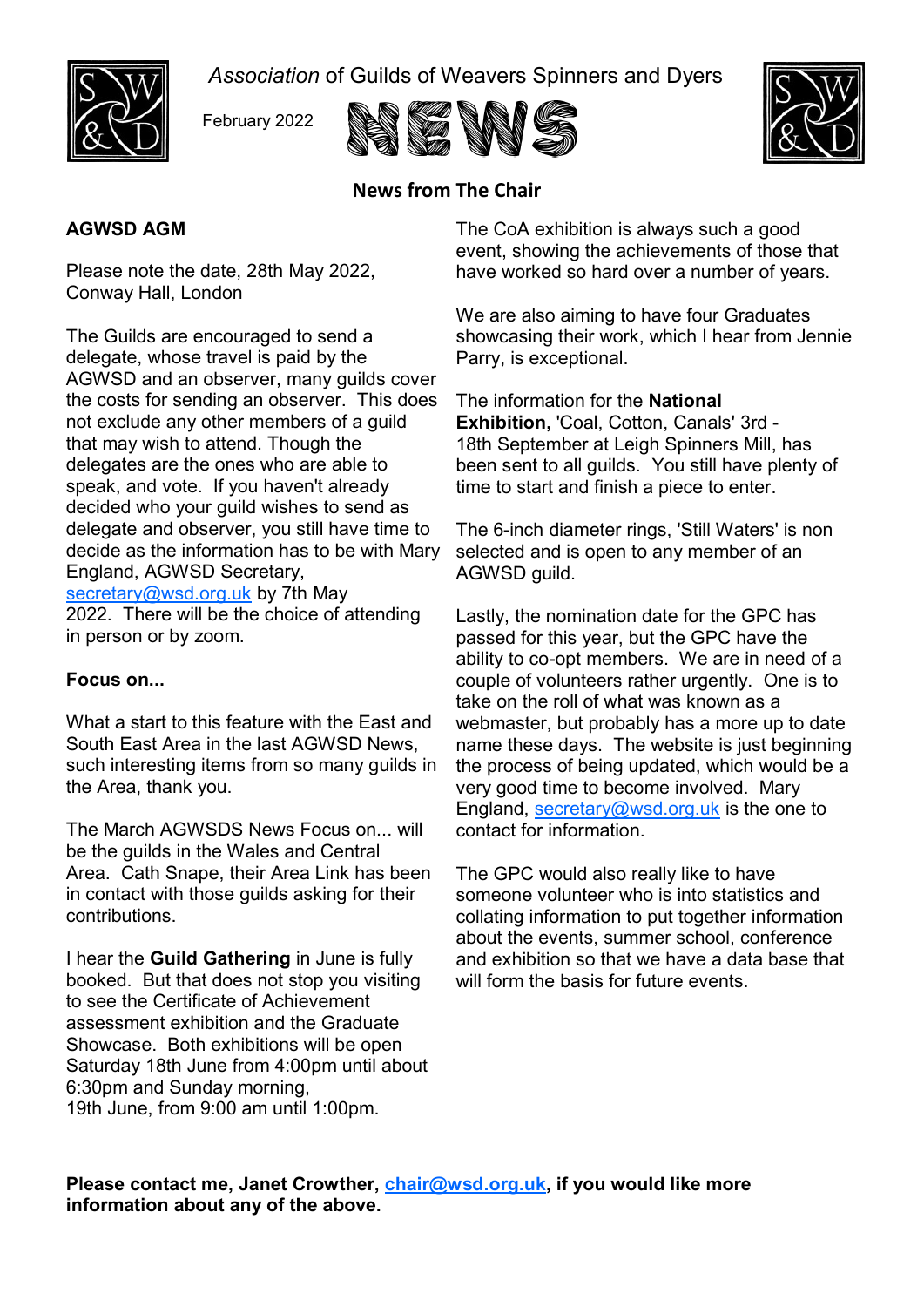*Association* of Guilds of Weavers Spinners and Dyers

February 2022

# NEWS

## News from The Chair

### AGWSD AGM

Please note the date, 28th May 2022, Conway Hall, London

The Guilds are encouraged to send a delegate, whose travel is paid by the AGWSD and an observer, many guilds cover the costs for sending an observer. This does not exclude any other members of a guild that may wish to attend. Though the delegates are the ones who are able to speak, and vote. If you haven't already decided who your guild wishes to send as delegate and observer, you still have time to decide as the information has to be with Mary England, AGWSD Secretary, secretary@wsd.org.uk by 7th May 2022. There will be the choice of attending in person or by zoom.

### Focus on...

What a start to this feature with the East and South East Area in the last AGWSD News, such interesting items from so many guilds in the Area, thank you.

The March AGWSDS News Focus on... will be the guilds in the Wales and Central Area. Cath Snape, their Area Link has been in contact with those guilds asking for their contributions.

I hear the **Guild Gathering** in June is fully booked. But that does not stop you visiting to see the Certificate of Achievement assessment exhibition and the Graduate Showcase. Both exhibitions will be open Saturday 18th June from 4:00pm until about 6:30pm and Sunday morning, 19th June, from 9:00 am until 1:00pm.

The CoA exhibition is always such a good event, showing the achievements of those that have worked so hard over a number of years.

We are also aiming to have four Graduates showcasing their work, which I hear from Jennie Parry, is exceptional.

The information for the **National Exhibition,** 'Coal, Cotton, Canals' 3rd - 18th September at Leigh Spinners Mill, has been sent to all guilds. You still have plenty of time to start and finish a piece to enter.

The 6-inch diameter rings, 'Still Waters' is non selected and is open to any member of an AGWSD guild.

Lastly, the nomination date for the GPC has passed for this year, but the GPC have the ability to co-opt members. We are in need of a couple of volunteers rather urgently. One is to take on the roll of what was known as a webmaster, but probably has a more up to date name these days. The website is just beginning the process of being updated, which would be a very good time to become involved. Mary England, secretary@wsd.org.uk is the one to contact for information.

The GPC would also really like to have someone volunteer who is into statistics and collating information to put together information about the events, summer school, conference and exhibition so that we have a data base that will form the basis for future events.

**Please contact me, Janet Crowther, chair@wsd.org.uk, if you would like more information about any of the above.**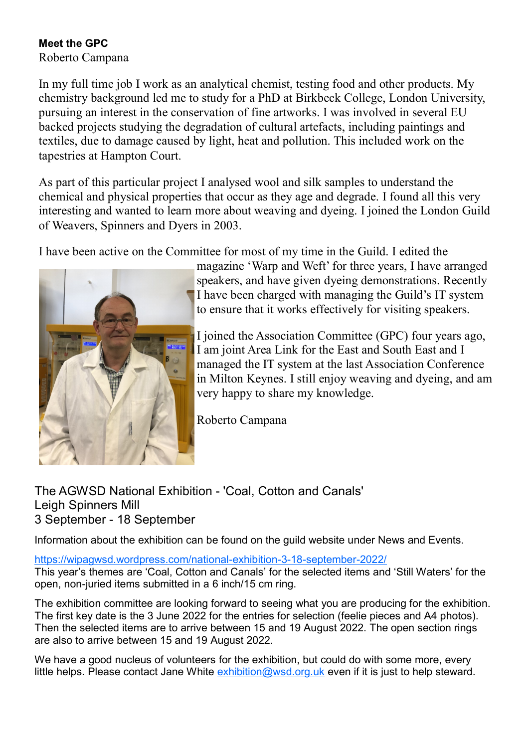**Meet the GPC**

Roberto Campana

In my full time job I work as an analytical chemist, testing food and other products. My chemistry background led me to study for a PhD at Birkbeck College, London University, pursuing an interest in the conservation of fine artworks. I was involved in several EU backed projects studying the degradation of cultural artefacts, including paintings and textiles, due to damage caused by light, heat and pollution. This included work on the tapestries at Hampton Court.

As part of this particular project I analysed wool and silk samples to understand the chemical and physical properties that occur as they age and degrade. I found all this very interesting and wanted to learn more about weaving and dyeing. I joined the London Guild of Weavers, Spinners and Dyers in 2003.

I have been active on the Committee for most of my time in the Guild. I edited the magazine 'Warp and Weft' for three years, I have arranged speakers, and have given dyeing demonstrations. Recently I have been charged with managing the Guild's IT system to ensure that it works effectively for visiting speakers.

I joined the Association Committee (GPC) four years ago, I am joint Area Link for the East and South East and I managed the IT system at the last Association Conference in Milton Keynes. I still enjoy weaving and dyeing, and am very happy to share my knowledge.

Roberto Campana

## The AGWSD National Exhibition - 'Coal, Cotton and Canals'
## Leigh Spinners Mill
## 3 September - 18 September

Information about the exhibition can be found on the guild website under News and Events.

https://wipagwsd.wordpress.com/national-exhibition-3-18-september-2022/

This year's themes are 'Coal, Cotton and Canals' for the selected items and 'Still Waters' for the open, non-juried items submitted in a 6 inch/15 cm ring.

The exhibition committee are looking forward to seeing what you are producing for the exhibition. The first key date is the 3 June 2022 for the entries for selection (feelie pieces and A4 photos). Then the selected items are to arrive between 15 and 19 August 2022. The open section rings are also to arrive between 15 and 19 August 2022.

We have a good nucleus of volunteers for the exhibition, but could do with some more, every little helps. Please contact Jane White exhibition@wsd.org.uk even if it is just to help steward.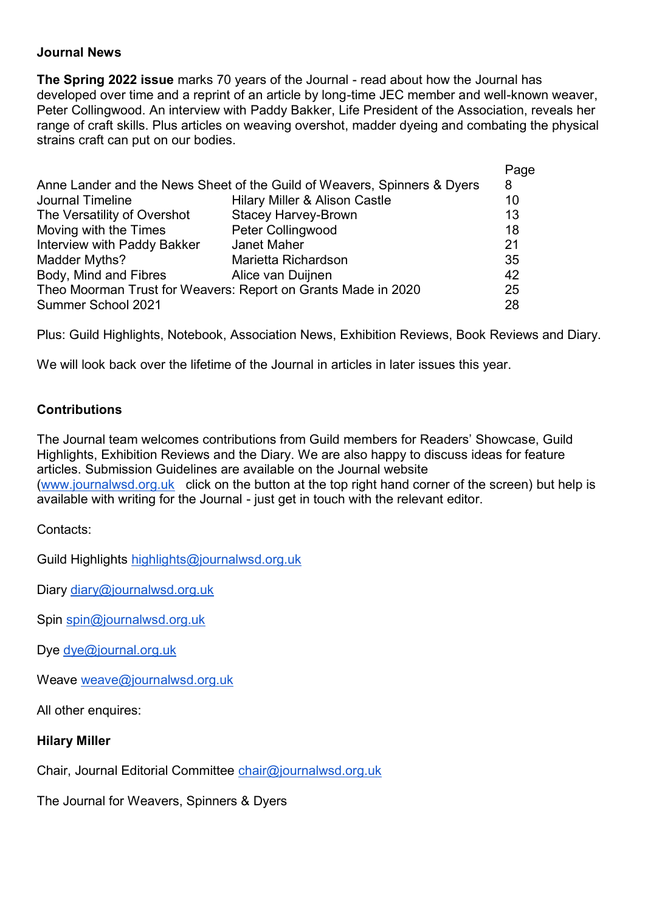**Journal News**

**The Spring 2022 issue** marks 70 years of the Journal - read about how the Journal has developed over time and a reprint of an article by long-time JEC member and well-known weaver, Peter Collingwood. An interview with Paddy Bakker, Life President of the Association, reveals her range of craft skills. Plus articles on weaving overshot, madder dyeing and combating the physical strains craft can put on our bodies.

| Article | Author | Page |
|---|---|---|
| Anne Lander and the News Sheet of the Guild of Weavers, Spinners & Dyers | | 8 |
| Journal Timeline | Hilary Miller & Alison Castle | 10 |
| The Versatility of Overshot | Stacey Harvey-Brown | 13 |
| Moving with the Times | Peter Collingwood | 18 |
| Interview with Paddy Bakker | Janet Maher | 21 |
| Madder Myths? | Marietta Richardson | 35 |
| Body, Mind and Fibres | Alice van Duijnen | 42 |
| Theo Moorman Trust for Weavers: Report on Grants Made in 2020 | | 25 |
| Summer School 2021 | | 28 |

Plus: Guild Highlights, Notebook, Association News, Exhibition Reviews, Book Reviews and Diary.

We will look back over the lifetime of the Journal in articles in later issues this year.

**Contributions**

The Journal team welcomes contributions from Guild members for Readers' Showcase, Guild Highlights, Exhibition Reviews and the Diary. We are also happy to discuss ideas for feature articles. Submission Guidelines are available on the Journal website (www.journalwsd.org.uk click on the button at the top right hand corner of the screen) but help is available with writing for the Journal - just get in touch with the relevant editor.

Contacts:

Guild Highlights highlights@journalwsd.org.uk

Diary diary@journalwsd.org.uk

Spin spin@journalwsd.org.uk

Dye dye@journal.org.uk

Weave weave@journalwsd.org.uk

All other enquires:

**Hilary Miller**

Chair, Journal Editorial Committee chair@journalwsd.org.uk

The Journal for Weavers, Spinners & Dyers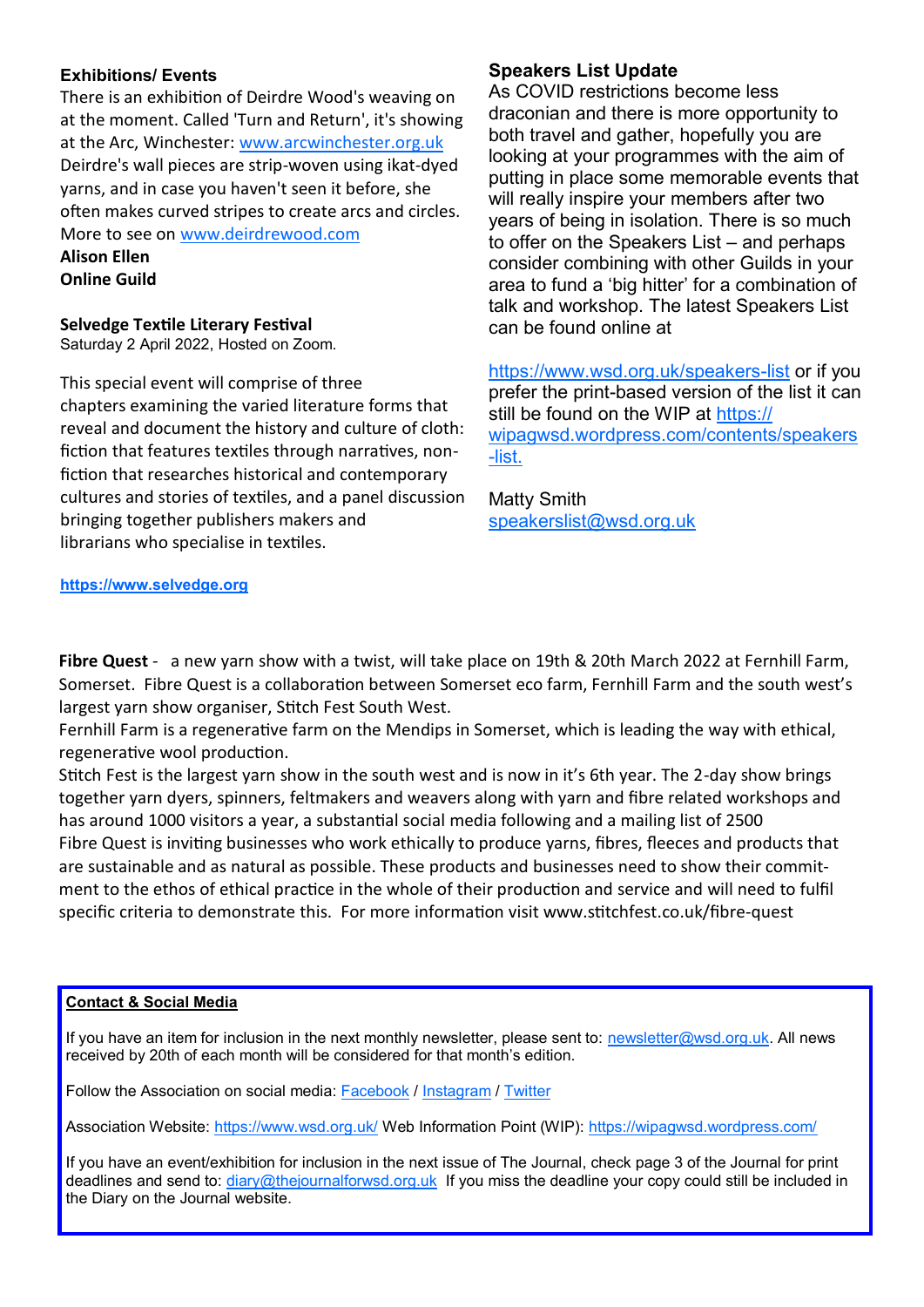## Exhibitions/ Events

There is an exhibition of Deirdre Wood's weaving on at the moment. Called 'Turn and Return', it's showing at the Arc, Winchester: www.arcwinchester.org.uk Deirdre's wall pieces are strip-woven using ikat-dyed yarns, and in case you haven't seen it before, she often makes curved stripes to create arcs and circles. More to see on www.deirdrewood.com

**Alison Ellen**
**Online Guild**

### Selvedge Textile Literary Festival

Saturday 2 April 2022, Hosted on Zoom.

This special event will comprise of three chapters examining the varied literature forms that reveal and document the history and culture of cloth: fiction that features textiles through narratives, non-fiction that researches historical and contemporary cultures and stories of textiles, and a panel discussion bringing together publishers makers and librarians who specialise in textiles.

**https://www.selvedge.org**

## Speakers List Update

As COVID restrictions become less draconian and there is more opportunity to both travel and gather, hopefully you are looking at your programmes with the aim of putting in place some memorable events that will really inspire your members after two years of being in isolation. There is so much to offer on the Speakers List – and perhaps consider combining with other Guilds in your area to fund a 'big hitter' for a combination of talk and workshop. The latest Speakers List can be found online at

https://www.wsd.org.uk/speakers-list or if you prefer the print-based version of the list it can still be found on the WIP at https://wipagwsd.wordpress.com/contents/speakers-list.

Matty Smith
speakerslist@wsd.org.uk

**Fibre Quest** - a new yarn show with a twist, will take place on 19th & 20th March 2022 at Fernhill Farm, Somerset. Fibre Quest is a collaboration between Somerset eco farm, Fernhill Farm and the south west's largest yarn show organiser, Stitch Fest South West.
Fernhill Farm is a regenerative farm on the Mendips in Somerset, which is leading the way with ethical, regenerative wool production.
Stitch Fest is the largest yarn show in the south west and is now in it's 6th year. The 2-day show brings together yarn dyers, spinners, feltmakers and weavers along with yarn and fibre related workshops and has around 1000 visitors a year, a substantial social media following and a mailing list of 2500
Fibre Quest is inviting businesses who work ethically to produce yarns, fibres, fleeces and products that are sustainable and as natural as possible. These products and businesses need to show their commitment to the ethos of ethical practice in the whole of their production and service and will need to fulfil specific criteria to demonstrate this. For more information visit www.stitchfest.co.uk/fibre-quest

### Contact & Social Media

If you have an item for inclusion in the next monthly newsletter, please sent to: newsletter@wsd.org.uk. All news received by 20th of each month will be considered for that month's edition.

Follow the Association on social media: Facebook / Instagram / Twitter

Association Website: https://www.wsd.org.uk/ Web Information Point (WIP): https://wipagwsd.wordpress.com/

If you have an event/exhibition for inclusion in the next issue of The Journal, check page 3 of the Journal for print deadlines and send to: diary@thejournalforwsd.org.uk If you miss the deadline your copy could still be included in the Diary on the Journal website.